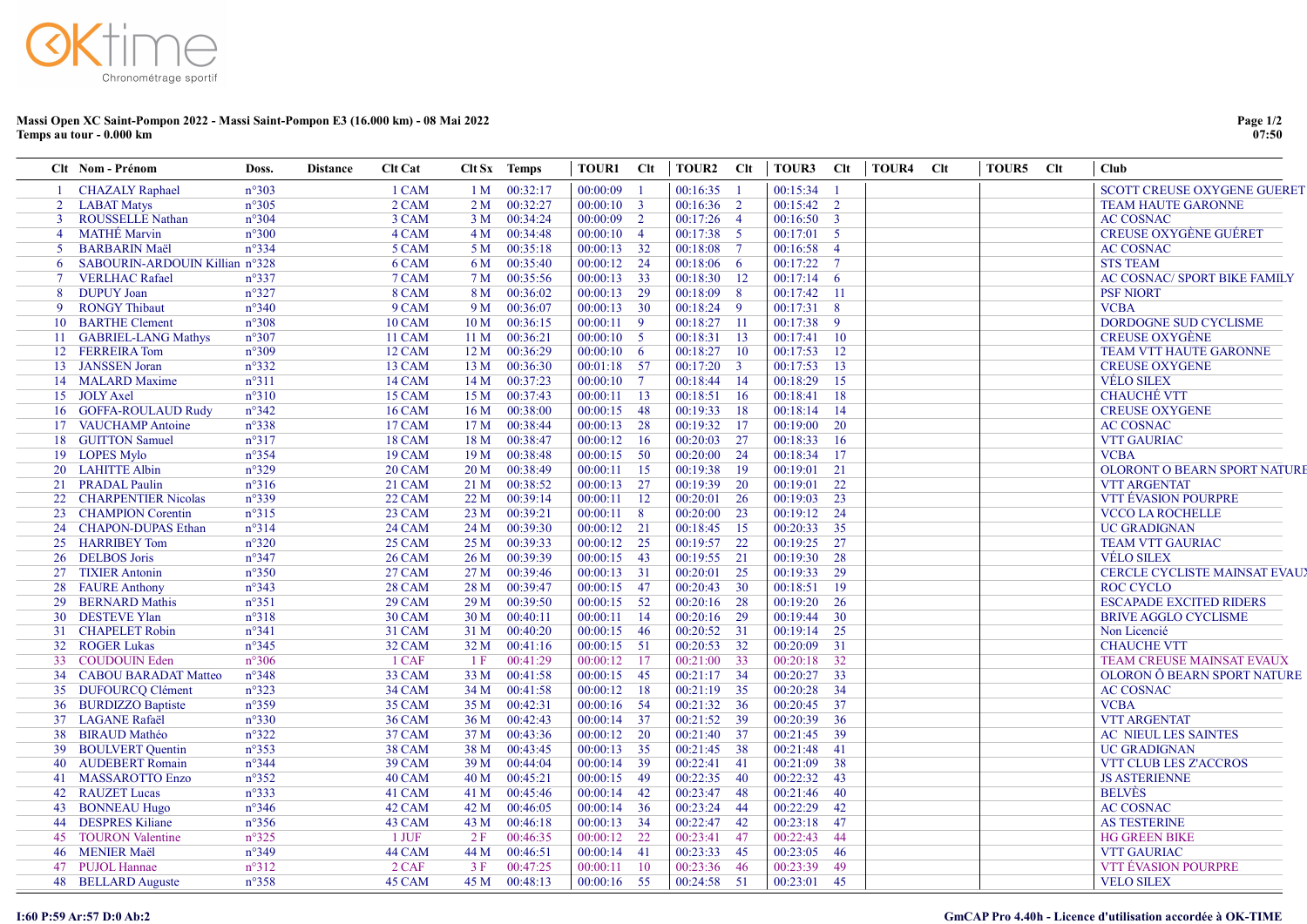**Massi Open XC Saint-Pompon 2022 - Massi Saint-Pompon E3 (16.000 km) - 08 Mai 2022**
**Temps au tour - 0.000 km**

07:50

| Clt | Nom - Prénom | Doss. | Distance | Clt Cat | Clt Sx | Temps | TOUR1 | Clt | TOUR2 | Clt | TOUR3 | Clt | TOUR4 | Clt | TOUR5 | Clt | Club |
|---|---|---|---|---|---|---|---|---|---|---|---|---|---|---|---|---|---|
| 1 | CHAZALY Raphael | n°303 | | 1 CAM | 1 M | 00:32:17 | 00:00:09 | 1 | 00:16:35 | 1 | 00:15:34 | 1 | | | | | SCOTT CREUSE OXYGENE GUERET |
| 2 | LABAT Matys | n°305 | | 2 CAM | 2 M | 00:32:27 | 00:00:10 | 3 | 00:16:36 | 2 | 00:15:42 | 2 | | | | | TEAM HAUTE GARONNE |
| 3 | ROUSSELLE Nathan | n°304 | | 3 CAM | 3 M | 00:34:24 | 00:00:09 | 2 | 00:17:26 | 4 | 00:16:50 | 3 | | | | | AC COSNAC |
| 4 | MATHÉ Marvin | n°300 | | 4 CAM | 4 M | 00:34:48 | 00:00:10 | 4 | 00:17:38 | 5 | 00:17:01 | 5 | | | | | CREUSE OXYGÈNE GUÉRET |
| 5 | BARBARIN Maël | n°334 | | 5 CAM | 5 M | 00:35:18 | 00:00:13 | 32 | 00:18:08 | 7 | 00:16:58 | 4 | | | | | AC COSNAC |
| 6 | SABOURIN-ARDOUIN Killian | n°328 | | 6 CAM | 6 M | 00:35:40 | 00:00:12 | 24 | 00:18:06 | 6 | 00:17:22 | 7 | | | | | STS TEAM |
| 7 | VERLHAC Rafael | n°337 | | 7 CAM | 7 M | 00:35:56 | 00:00:13 | 33 | 00:18:30 | 12 | 00:17:14 | 6 | | | | | AC COSNAC/ SPORT BIKE FAMILY |
| 8 | DUPUY Joan | n°327 | | 8 CAM | 8 M | 00:36:02 | 00:00:13 | 29 | 00:18:09 | 8 | 00:17:42 | 11 | | | | | PSF NIORT |
| 9 | RONGY Thibaut | n°340 | | 9 CAM | 9 M | 00:36:07 | 00:00:13 | 30 | 00:18:24 | 9 | 00:17:31 | 8 | | | | | VCBA |
| 10 | BARTHE Clement | n°308 | | 10 CAM | 10 M | 00:36:15 | 00:00:11 | 9 | 00:18:27 | 11 | 00:17:38 | 9 | | | | | DORDOGNE SUD CYCLISME |
| 11 | GABRIEL-LANG Mathys | n°307 | | 11 CAM | 11 M | 00:36:21 | 00:00:10 | 5 | 00:18:31 | 13 | 00:17:41 | 10 | | | | | CREUSE OXYGÈNE |
| 12 | FERREIRA Tom | n°309 | | 12 CAM | 12 M | 00:36:29 | 00:00:10 | 6 | 00:18:27 | 10 | 00:17:53 | 12 | | | | | TEAM VTT HAUTE GARONNE |
| 13 | JANSSEN Joran | n°332 | | 13 CAM | 13 M | 00:36:30 | 00:01:18 | 57 | 00:17:20 | 3 | 00:17:53 | 13 | | | | | CREUSE OXYGENE |
| 14 | MALARD Maxime | n°311 | | 14 CAM | 14 M | 00:37:23 | 00:00:10 | 7 | 00:18:44 | 14 | 00:18:29 | 15 | | | | | VÉLO SILEX |
| 15 | JOLY Axel | n°310 | | 15 CAM | 15 M | 00:37:43 | 00:00:11 | 13 | 00:18:51 | 16 | 00:18:41 | 18 | | | | | CHAUCHÉ VTT |
| 16 | GOFFA-ROULAUD Rudy | n°342 | | 16 CAM | 16 M | 00:38:00 | 00:00:15 | 48 | 00:19:33 | 18 | 00:18:14 | 14 | | | | | CREUSE OXYGENE |
| 17 | VAUCHAMP Antoine | n°338 | | 17 CAM | 17 M | 00:38:44 | 00:00:13 | 28 | 00:19:32 | 17 | 00:19:00 | 20 | | | | | AC COSNAC |
| 18 | GUITTON Samuel | n°317 | | 18 CAM | 18 M | 00:38:47 | 00:00:12 | 16 | 00:20:03 | 27 | 00:18:33 | 16 | | | | | VTT GAURIAC |
| 19 | LOPES Mylo | n°354 | | 19 CAM | 19 M | 00:38:48 | 00:00:15 | 50 | 00:20:00 | 24 | 00:18:34 | 17 | | | | | VCBA |
| 20 | LAHITTE Albin | n°329 | | 20 CAM | 20 M | 00:38:49 | 00:00:11 | 15 | 00:19:38 | 19 | 00:19:01 | 21 | | | | | OLORONT O BEARN SPORT NATURE |
| 21 | PRADAL Paulin | n°316 | | 21 CAM | 21 M | 00:38:52 | 00:00:13 | 27 | 00:19:39 | 20 | 00:19:01 | 22 | | | | | VTT ARGENTAT |
| 22 | CHARPENTIER Nicolas | n°339 | | 22 CAM | 22 M | 00:39:14 | 00:00:11 | 12 | 00:20:01 | 26 | 00:19:03 | 23 | | | | | VTT ÉVASION POURPRE |
| 23 | CHAMPION Corentin | n°315 | | 23 CAM | 23 M | 00:39:21 | 00:00:11 | 8 | 00:20:00 | 23 | 00:19:12 | 24 | | | | | VCCO LA ROCHELLE |
| 24 | CHAPON-DUPAS Ethan | n°314 | | 24 CAM | 24 M | 00:39:30 | 00:00:12 | 21 | 00:18:45 | 15 | 00:20:33 | 35 | | | | | UC GRADIGNAN |
| 25 | HARRIBEY Tom | n°320 | | 25 CAM | 25 M | 00:39:33 | 00:00:12 | 25 | 00:19:57 | 22 | 00:19:25 | 27 | | | | | TEAM VTT GAURIAC |
| 26 | DELBOS Joris | n°347 | | 26 CAM | 26 M | 00:39:39 | 00:00:15 | 43 | 00:19:55 | 21 | 00:19:30 | 28 | | | | | VÉLO SILEX |
| 27 | TIXIER Antonin | n°350 | | 27 CAM | 27 M | 00:39:46 | 00:00:13 | 31 | 00:20:01 | 25 | 00:19:33 | 29 | | | | | CERCLE CYCLISTE MAINSAT EVAUX |
| 28 | FAURE Anthony | n°343 | | 28 CAM | 28 M | 00:39:47 | 00:00:15 | 47 | 00:20:43 | 30 | 00:18:51 | 19 | | | | | ROC CYCLO |
| 29 | BERNARD Mathis | n°351 | | 29 CAM | 29 M | 00:39:50 | 00:00:15 | 52 | 00:20:16 | 28 | 00:19:20 | 26 | | | | | ESCAPADE EXCITED RIDERS |
| 30 | DESTEVE Ylan | n°318 | | 30 CAM | 30 M | 00:40:11 | 00:00:11 | 14 | 00:20:16 | 29 | 00:19:44 | 30 | | | | | BRIVE AGGLO CYCLISME |
| 31 | CHAPELET Robin | n°341 | | 31 CAM | 31 M | 00:40:20 | 00:00:15 | 46 | 00:20:52 | 31 | 00:19:14 | 25 | | | | | Non Licencié |
| 32 | ROGER Lukas | n°345 | | 32 CAM | 32 M | 00:41:16 | 00:00:15 | 51 | 00:20:53 | 32 | 00:20:09 | 31 | | | | | CHAUCHE VTT |
| 33 | COUDOUIN Eden | n°306 | | 1 CAF | 1 F | 00:41:29 | 00:00:12 | 17 | 00:21:00 | 33 | 00:20:18 | 32 | | | | | TEAM CREUSE MAINSAT EVAUX |
| 34 | CABOU BARADAT Matteo | n°348 | | 33 CAM | 33 M | 00:41:58 | 00:00:15 | 45 | 00:21:17 | 34 | 00:20:27 | 33 | | | | | OLORON Ô BEARN SPORT NATURE |
| 35 | DUFOURCQ Clément | n°323 | | 34 CAM | 34 M | 00:41:58 | 00:00:12 | 18 | 00:21:19 | 35 | 00:20:28 | 34 | | | | | AC COSNAC |
| 36 | BURDIZZO Baptiste | n°359 | | 35 CAM | 35 M | 00:42:31 | 00:00:16 | 54 | 00:21:32 | 36 | 00:20:45 | 37 | | | | | VCBA |
| 37 | LAGANE Rafaël | n°330 | | 36 CAM | 36 M | 00:42:43 | 00:00:14 | 37 | 00:21:52 | 39 | 00:20:39 | 36 | | | | | VTT ARGENTAT |
| 38 | BIRAUD Mathéo | n°322 | | 37 CAM | 37 M | 00:43:36 | 00:00:12 | 20 | 00:21:40 | 37 | 00:21:45 | 39 | | | | | AC NIEUL LES SAINTES |
| 39 | BOULVERT Quentin | n°353 | | 38 CAM | 38 M | 00:43:45 | 00:00:13 | 35 | 00:21:45 | 38 | 00:21:48 | 41 | | | | | UC GRADIGNAN |
| 40 | AUDEBERT Romain | n°344 | | 39 CAM | 39 M | 00:44:04 | 00:00:14 | 39 | 00:22:41 | 41 | 00:21:09 | 38 | | | | | VTT CLUB LES Z'ACCROS |
| 41 | MASSAROTTO Enzo | n°352 | | 40 CAM | 40 M | 00:45:21 | 00:00:15 | 49 | 00:22:35 | 40 | 00:22:32 | 43 | | | | | JS ASTERIENNE |
| 42 | RAUZET Lucas | n°333 | | 41 CAM | 41 M | 00:45:46 | 00:00:14 | 42 | 00:23:47 | 48 | 00:21:46 | 40 | | | | | BELVÈS |
| 43 | BONNEAU Hugo | n°346 | | 42 CAM | 42 M | 00:46:05 | 00:00:14 | 36 | 00:23:24 | 44 | 00:22:29 | 42 | | | | | AC COSNAC |
| 44 | DESPRES Kiliane | n°356 | | 43 CAM | 43 M | 00:46:18 | 00:00:13 | 34 | 00:22:47 | 42 | 00:23:18 | 47 | | | | | AS TESTERINE |
| 45 | TOURON Valentine | n°325 | | 1 JUF | 2 F | 00:46:35 | 00:00:12 | 22 | 00:23:41 | 47 | 00:22:43 | 44 | | | | | HG GREEN BIKE |
| 46 | MENIER Maël | n°349 | | 44 CAM | 44 M | 00:46:51 | 00:00:14 | 41 | 00:23:33 | 45 | 00:23:05 | 46 | | | | | VTT GAURIAC |
| 47 | PUJOL Hannae | n°312 | | 2 CAF | 3 F | 00:47:25 | 00:00:11 | 10 | 00:23:36 | 46 | 00:23:39 | 49 | | | | | VTT ÉVASION POURPRE |
| 48 | BELLARD Auguste | n°358 | | 45 CAM | 45 M | 00:48:13 | 00:00:16 | 55 | 00:24:58 | 51 | 00:23:01 | 45 | | | | | VELO SILEX |

I:60 P:59 Ar:57 D:0 Ab:2

GmCAP Pro 4.40h - Licence d'utilisation accordée à OK-TIME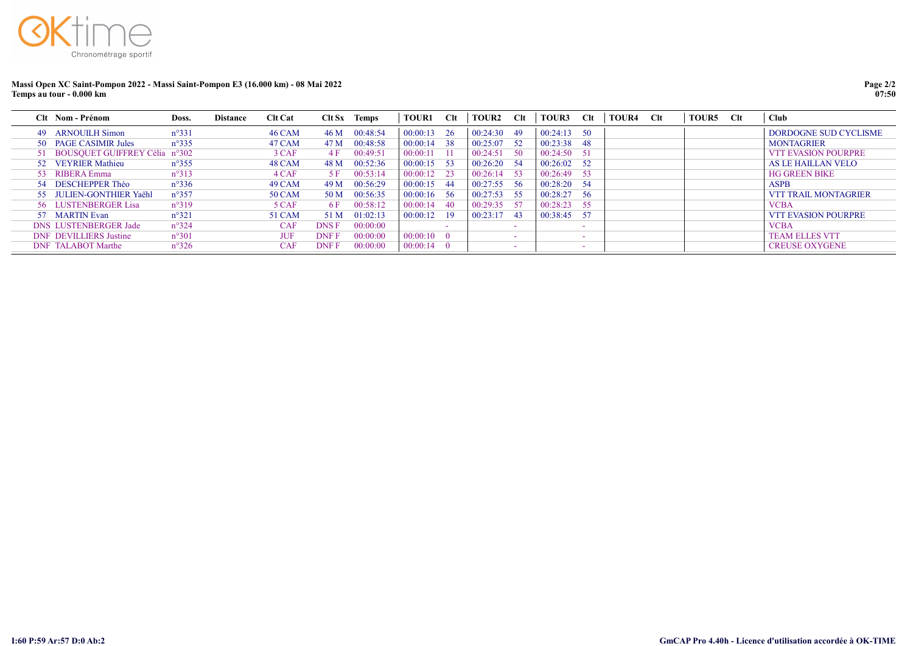**Massi Open XC Saint-Pompon 2022 - Massi Saint-Pompon E3 (16.000 km) - 08 Mai 2022**
**Temps au tour - 0.000 km**

| Clt | Nom - Prénom | Doss. | Distance | Clt Cat | Clt Sx | Temps | TOUR1 | Clt | TOUR2 | Clt | TOUR3 | Clt | TOUR4 | Clt | TOUR5 | Clt | Club |
|---|---|---|---|---|---|---|---|---|---|---|---|---|---|---|---|---|---|
| 49 | ARNOUILH Simon | n°331 | | 46 CAM | 46 M | 00:48:54 | 00:00:13 | 26 | 00:24:30 | 49 | 00:24:13 | 50 | | | | | DORDOGNE SUD CYCLISME |
| 50 | PAGE CASIMIR Jules | n°335 | | 47 CAM | 47 M | 00:48:58 | 00:00:14 | 38 | 00:25:07 | 52 | 00:23:38 | 48 | | | | | MONTAGRIER |
| 51 | BOUSQUET GUIFFREY Célia | n°302 | | 3 CAF | 4 F | 00:49:51 | 00:00:11 | 11 | 00:24:51 | 50 | 00:24:50 | 51 | | | | | VTT EVASION POURPRE |
| 52 | VEYRIER Mathieu | n°355 | | 48 CAM | 48 M | 00:52:36 | 00:00:15 | 53 | 00:26:20 | 54 | 00:26:02 | 52 | | | | | AS LE HAILLAN VELO |
| 53 | RIBERA Emma | n°313 | | 4 CAF | 5 F | 00:53:14 | 00:00:12 | 23 | 00:26:14 | 53 | 00:26:49 | 53 | | | | | HG GREEN BIKE |
| 54 | DESCHEPPER Théo | n°336 | | 49 CAM | 49 M | 00:56:29 | 00:00:15 | 44 | 00:27:55 | 56 | 00:28:20 | 54 | | | | | ASPB |
| 55 | JULIEN-GONTHIER Yaëhl | n°357 | | 50 CAM | 50 M | 00:56:35 | 00:00:16 | 56 | 00:27:53 | 55 | 00:28:27 | 56 | | | | | VTT TRAIL MONTAGRIER |
| 56 | LUSTENBERGER Lisa | n°319 | | 5 CAF | 6 F | 00:58:12 | 00:00:14 | 40 | 00:29:35 | 57 | 00:28:23 | 55 | | | | | VCBA |
| 57 | MARTIN Evan | n°321 | | 51 CAM | 51 M | 01:02:13 | 00:00:12 | 19 | 00:23:17 | 43 | 00:38:45 | 57 | | | | | VTT EVASION POURPRE |
| DNS | LUSTENBERGER Jade | n°324 | | CAF | DNS F | 00:00:00 | | - | | - | | - | | | | | VCBA |
| DNF | DEVILLIERS Justine | n°301 | | JUF | DNF F | 00:00:00 | 00:00:10 | 0 | | - | | - | | | | | TEAM ELLES VTT |
| DNF | TALABOT Marthe | n°326 | | CAF | DNF F | 00:00:00 | 00:00:14 | 0 | | - | | - | | | | | CREUSE OXYGENE |

I:60 P:59 Ar:57 D:0 Ab:2

GmCAP Pro 4.40h - Licence d'utilisation accordée à OK-TIME